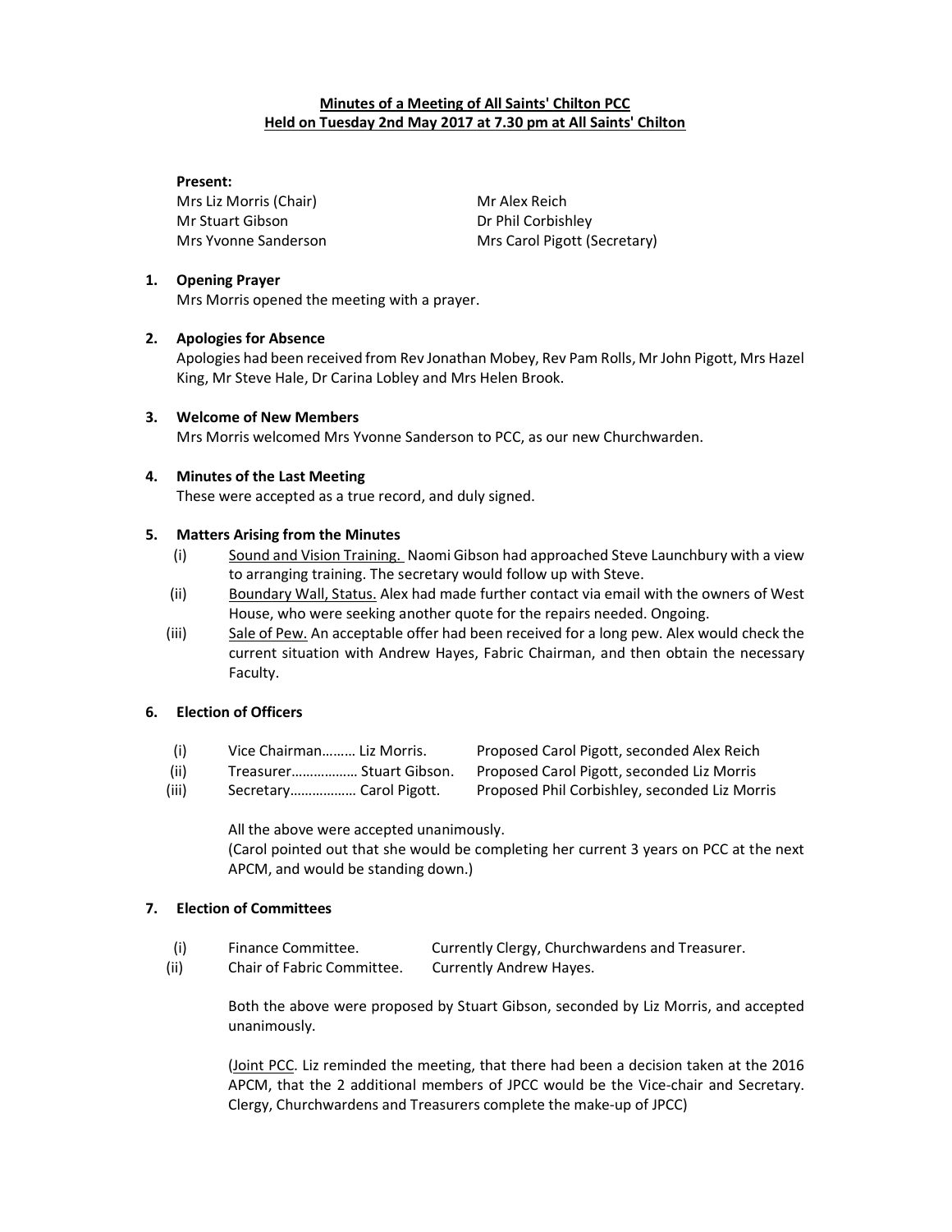**Minutes of a Meeting of All Saints' Chilton PCC**
**Held on Tuesday 2nd May 2017 at 7.30 pm at All Saints' Chilton**

**Present:**

Mrs Liz Morris (Chair)
Mr Stuart Gibson
Mrs Yvonne Sanderson
Mr Alex Reich
Dr Phil Corbishley
Mrs Carol Pigott (Secretary)

**1. Opening Prayer**

Mrs Morris opened the meeting with a prayer.

**2. Apologies for Absence**

Apologies had been received from Rev Jonathan Mobey, Rev Pam Rolls, Mr John Pigott, Mrs Hazel King, Mr Steve Hale, Dr Carina Lobley and Mrs Helen Brook.

**3. Welcome of New Members**

Mrs Morris welcomed Mrs Yvonne Sanderson to PCC, as our new Churchwarden.

**4. Minutes of the Last Meeting**

These were accepted as a true record, and duly signed.

**5. Matters Arising from the Minutes**

(i) Sound and Vision Training. Naomi Gibson had approached Steve Launchbury with a view to arranging training. The secretary would follow up with Steve.

(ii) Boundary Wall, Status. Alex had made further contact via email with the owners of West House, who were seeking another quote for the repairs needed. Ongoing.

(iii) Sale of Pew. An acceptable offer had been received for a long pew. Alex would check the current situation with Andrew Hayes, Fabric Chairman, and then obtain the necessary Faculty.

**6. Election of Officers**

(i) Vice Chairman……… Liz Morris. Proposed Carol Pigott, seconded Alex Reich
(ii) Treasurer……………… Stuart Gibson. Proposed Carol Pigott, seconded Liz Morris
(iii) Secretary……………… Carol Pigott. Proposed Phil Corbishley, seconded Liz Morris

All the above were accepted unanimously.
(Carol pointed out that she would be completing her current 3 years on PCC at the next APCM, and would be standing down.)

**7. Election of Committees**

(i) Finance Committee. Currently Clergy, Churchwardens and Treasurer.
(ii) Chair of Fabric Committee. Currently Andrew Hayes.

Both the above were proposed by Stuart Gibson, seconded by Liz Morris, and accepted unanimously.

(Joint PCC. Liz reminded the meeting, that there had been a decision taken at the 2016 APCM, that the 2 additional members of JPCC would be the Vice-chair and Secretary. Clergy, Churchwardens and Treasurers complete the make-up of JPCC)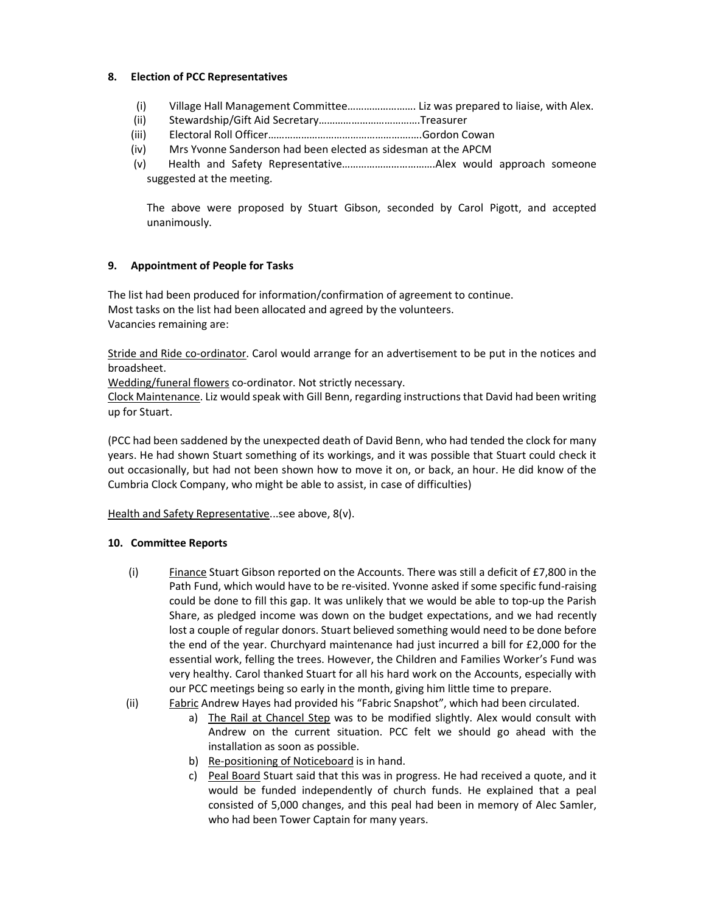### 8. Election of PCC Representatives

(i) Village Hall Management Committee……………………. Liz was prepared to liaise, with Alex.

(ii) Stewardship/Gift Aid Secretary………………………………Treasurer

(iii) Electoral Roll Officer……………………………………………….Gordon Cowan

(iv) Mrs Yvonne Sanderson had been elected as sidesman at the APCM

(v) Health and Safety Representative…………………………….Alex would approach someone suggested at the meeting.

The above were proposed by Stuart Gibson, seconded by Carol Pigott, and accepted unanimously.

### 9. Appointment of People for Tasks

The list had been produced for information/confirmation of agreement to continue.
Most tasks on the list had been allocated and agreed by the volunteers.
Vacancies remaining are:

Stride and Ride co-ordinator. Carol would arrange for an advertisement to be put in the notices and broadsheet.
Wedding/funeral flowers co-ordinator. Not strictly necessary.
Clock Maintenance. Liz would speak with Gill Benn, regarding instructions that David had been writing up for Stuart.

(PCC had been saddened by the unexpected death of David Benn, who had tended the clock for many years. He had shown Stuart something of its workings, and it was possible that Stuart could check it out occasionally, but had not been shown how to move it on, or back, an hour. He did know of the Cumbria Clock Company, who might be able to assist, in case of difficulties)

Health and Safety Representative...see above, 8(v).

### 10. Committee Reports

(i) Finance Stuart Gibson reported on the Accounts. There was still a deficit of £7,800 in the Path Fund, which would have to be re-visited. Yvonne asked if some specific fund-raising could be done to fill this gap. It was unlikely that we would be able to top-up the Parish Share, as pledged income was down on the budget expectations, and we had recently lost a couple of regular donors. Stuart believed something would need to be done before the end of the year. Churchyard maintenance had just incurred a bill for £2,000 for the essential work, felling the trees. However, the Children and Families Worker's Fund was very healthy. Carol thanked Stuart for all his hard work on the Accounts, especially with our PCC meetings being so early in the month, giving him little time to prepare.

(ii) Fabric Andrew Hayes had provided his "Fabric Snapshot", which had been circulated.

a) The Rail at Chancel Step was to be modified slightly. Alex would consult with Andrew on the current situation. PCC felt we should go ahead with the installation as soon as possible.

b) Re-positioning of Noticeboard is in hand.

c) Peal Board Stuart said that this was in progress. He had received a quote, and it would be funded independently of church funds. He explained that a peal consisted of 5,000 changes, and this peal had been in memory of Alec Samler, who had been Tower Captain for many years.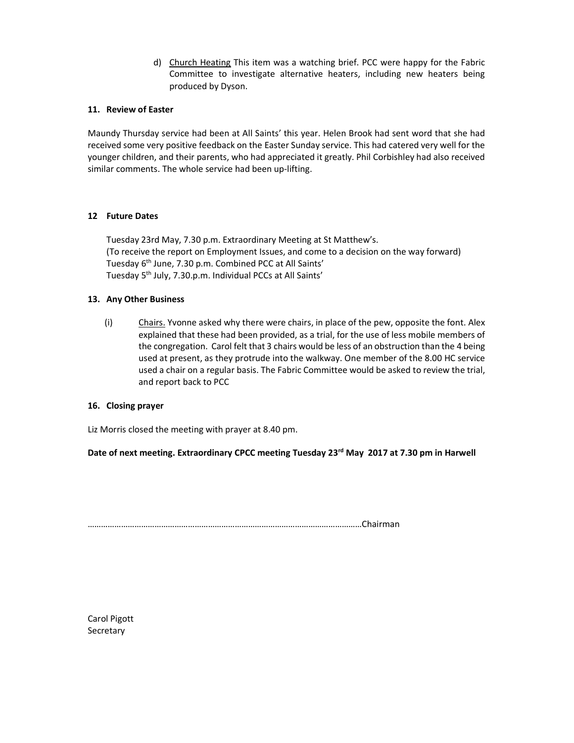d) Church Heating This item was a watching brief. PCC were happy for the Fabric Committee to investigate alternative heaters, including new heaters being produced by Dyson.

**11. Review of Easter**

Maundy Thursday service had been at All Saints' this year. Helen Brook had sent word that she had received some very positive feedback on the Easter Sunday service. This had catered very well for the younger children, and their parents, who had appreciated it greatly. Phil Corbishley had also received similar comments. The whole service had been up-lifting.

**12 Future Dates**

Tuesday 23rd May, 7.30 p.m. Extraordinary Meeting at St Matthew's.
(To receive the report on Employment Issues, and come to a decision on the way forward)
Tuesday 6th June, 7.30 p.m. Combined PCC at All Saints'
Tuesday 5th July, 7.30.p.m. Individual PCCs at All Saints'

**13. Any Other Business**

(i) Chairs. Yvonne asked why there were chairs, in place of the pew, opposite the font. Alex explained that these had been provided, as a trial, for the use of less mobile members of the congregation. Carol felt that 3 chairs would be less of an obstruction than the 4 being used at present, as they protrude into the walkway. One member of the 8.00 HC service used a chair on a regular basis. The Fabric Committee would be asked to review the trial, and report back to PCC

**16. Closing prayer**

Liz Morris closed the meeting with prayer at 8.40 pm.

**Date of next meeting. Extraordinary CPCC meeting Tuesday 23rd May 2017 at 7.30 pm in Harwell**

…………………………………………………………………………………………………………Chairman

Carol Pigott
Secretary